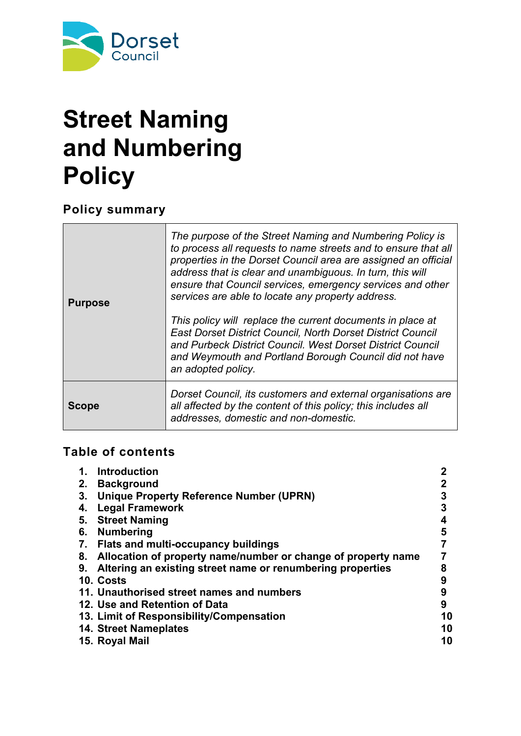Dorset Council

# Street Naming and Numbering Policy

## Policy summary

| | |
|---|---|
| **Purpose** | *The purpose of the Street Naming and Numbering Policy is to process all requests to name streets and to ensure that all properties in the Dorset Council area are assigned an official address that is clear and unambiguous. In turn, this will ensure that Council services, emergency services and other services are able to locate any property address.*<br><br>*This policy will replace the current documents in place at East Dorset District Council, North Dorset District Council and Purbeck District Council. West Dorset District Council and Weymouth and Portland Borough Council did not have an adopted policy.* |
| **Scope** | *Dorset Council, its customers and external organisations are all affected by the content of this policy; this includes all addresses, domestic and non-domestic.* |

## Table of contents

| | |
|---|---|
| **1. Introduction** | **2** |
| **2. Background** | **2** |
| **3. Unique Property Reference Number (UPRN)** | **3** |
| **4. Legal Framework** | **3** |
| **5. Street Naming** | **4** |
| **6. Numbering** | **5** |
| **7. Flats and multi-occupancy buildings** | **7** |
| **8. Allocation of property name/number or change of property name** | **7** |
| **9. Altering an existing street name or renumbering properties** | **8** |
| **10. Costs** | **9** |
| **11. Unauthorised street names and numbers** | **9** |
| **12. Use and Retention of Data** | **9** |
| **13. Limit of Responsibility/Compensation** | **10** |
| **14. Street Nameplates** | **10** |
| **15. Royal Mail** | **10** |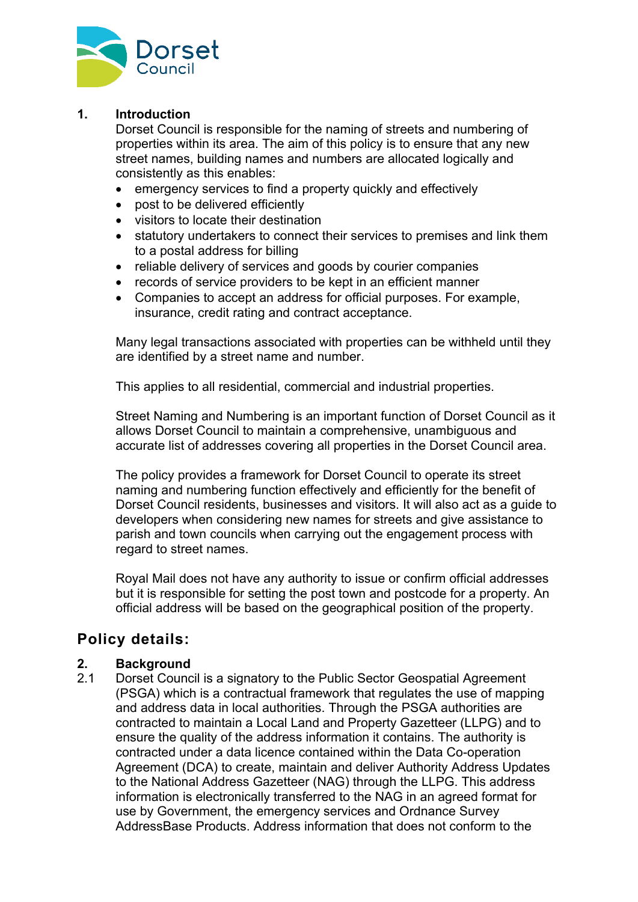## 1. Introduction

Dorset Council is responsible for the naming of streets and numbering of properties within its area. The aim of this policy is to ensure that any new street names, building names and numbers are allocated logically and consistently as this enables:

- emergency services to find a property quickly and effectively
- post to be delivered efficiently
- visitors to locate their destination
- statutory undertakers to connect their services to premises and link them to a postal address for billing
- reliable delivery of services and goods by courier companies
- records of service providers to be kept in an efficient manner
- Companies to accept an address for official purposes. For example, insurance, credit rating and contract acceptance.

Many legal transactions associated with properties can be withheld until they are identified by a street name and number.

This applies to all residential, commercial and industrial properties.

Street Naming and Numbering is an important function of Dorset Council as it allows Dorset Council to maintain a comprehensive, unambiguous and accurate list of addresses covering all properties in the Dorset Council area.

The policy provides a framework for Dorset Council to operate its street naming and numbering function effectively and efficiently for the benefit of Dorset Council residents, businesses and visitors. It will also act as a guide to developers when considering new names for streets and give assistance to parish and town councils when carrying out the engagement process with regard to street names.

Royal Mail does not have any authority to issue or confirm official addresses but it is responsible for setting the post town and postcode for a property. An official address will be based on the geographical position of the property.

# Policy details:

## 2. Background

2.1 Dorset Council is a signatory to the Public Sector Geospatial Agreement (PSGA) which is a contractual framework that regulates the use of mapping and address data in local authorities. Through the PSGA authorities are contracted to maintain a Local Land and Property Gazetteer (LLPG) and to ensure the quality of the address information it contains. The authority is contracted under a data licence contained within the Data Co-operation Agreement (DCA) to create, maintain and deliver Authority Address Updates to the National Address Gazetteer (NAG) through the LLPG. This address information is electronically transferred to the NAG in an agreed format for use by Government, the emergency services and Ordnance Survey AddressBase Products. Address information that does not conform to the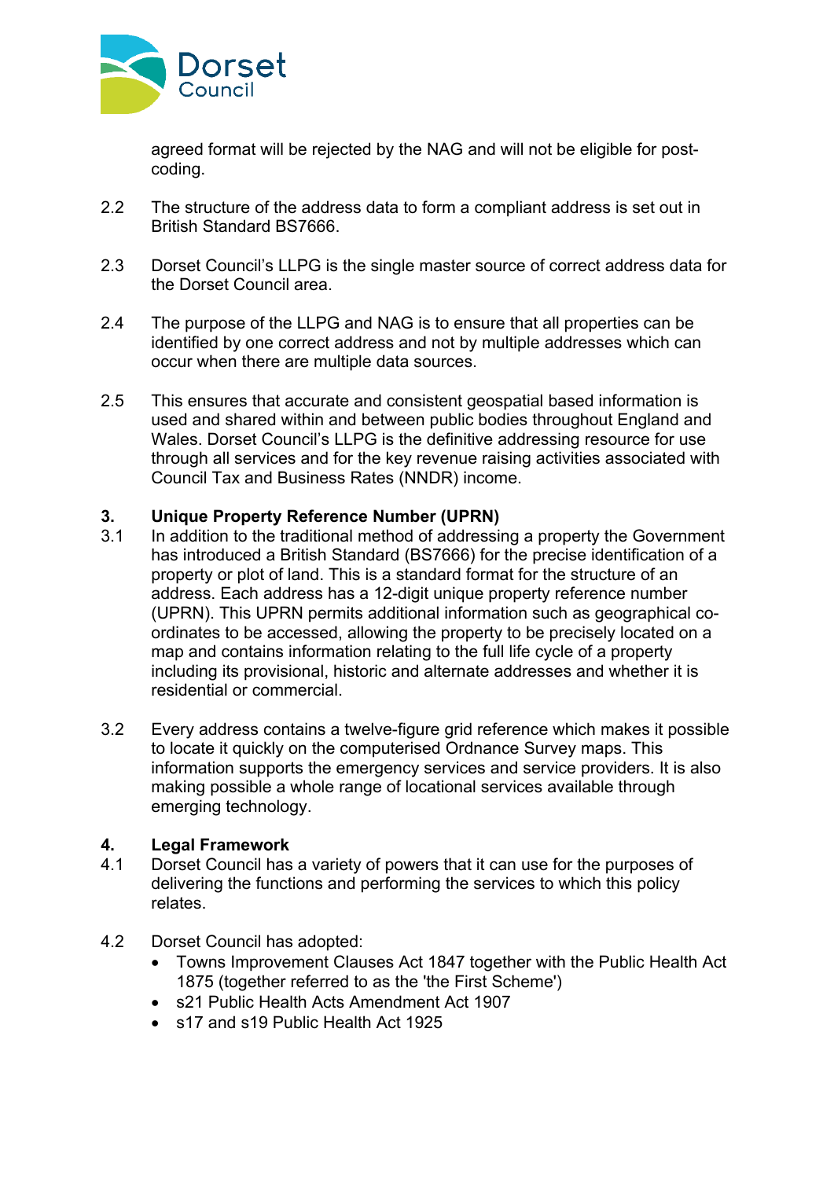agreed format will be rejected by the NAG and will not be eligible for post-coding.

2.2 The structure of the address data to form a compliant address is set out in British Standard BS7666.

2.3 Dorset Council's LLPG is the single master source of correct address data for the Dorset Council area.

2.4 The purpose of the LLPG and NAG is to ensure that all properties can be identified by one correct address and not by multiple addresses which can occur when there are multiple data sources.

2.5 This ensures that accurate and consistent geospatial based information is used and shared within and between public bodies throughout England and Wales. Dorset Council's LLPG is the definitive addressing resource for use through all services and for the key revenue raising activities associated with Council Tax and Business Rates (NNDR) income.

## 3. Unique Property Reference Number (UPRN)

3.1 In addition to the traditional method of addressing a property the Government has introduced a British Standard (BS7666) for the precise identification of a property or plot of land. This is a standard format for the structure of an address. Each address has a 12-digit unique property reference number (UPRN). This UPRN permits additional information such as geographical co-ordinates to be accessed, allowing the property to be precisely located on a map and contains information relating to the full life cycle of a property including its provisional, historic and alternate addresses and whether it is residential or commercial.

3.2 Every address contains a twelve-figure grid reference which makes it possible to locate it quickly on the computerised Ordnance Survey maps. This information supports the emergency services and service providers. It is also making possible a whole range of locational services available through emerging technology.

## 4. Legal Framework

4.1 Dorset Council has a variety of powers that it can use for the purposes of delivering the functions and performing the services to which this policy relates.

4.2 Dorset Council has adopted:

- Towns Improvement Clauses Act 1847 together with the Public Health Act 1875 (together referred to as the 'the First Scheme')
- s21 Public Health Acts Amendment Act 1907
- s17 and s19 Public Health Act 1925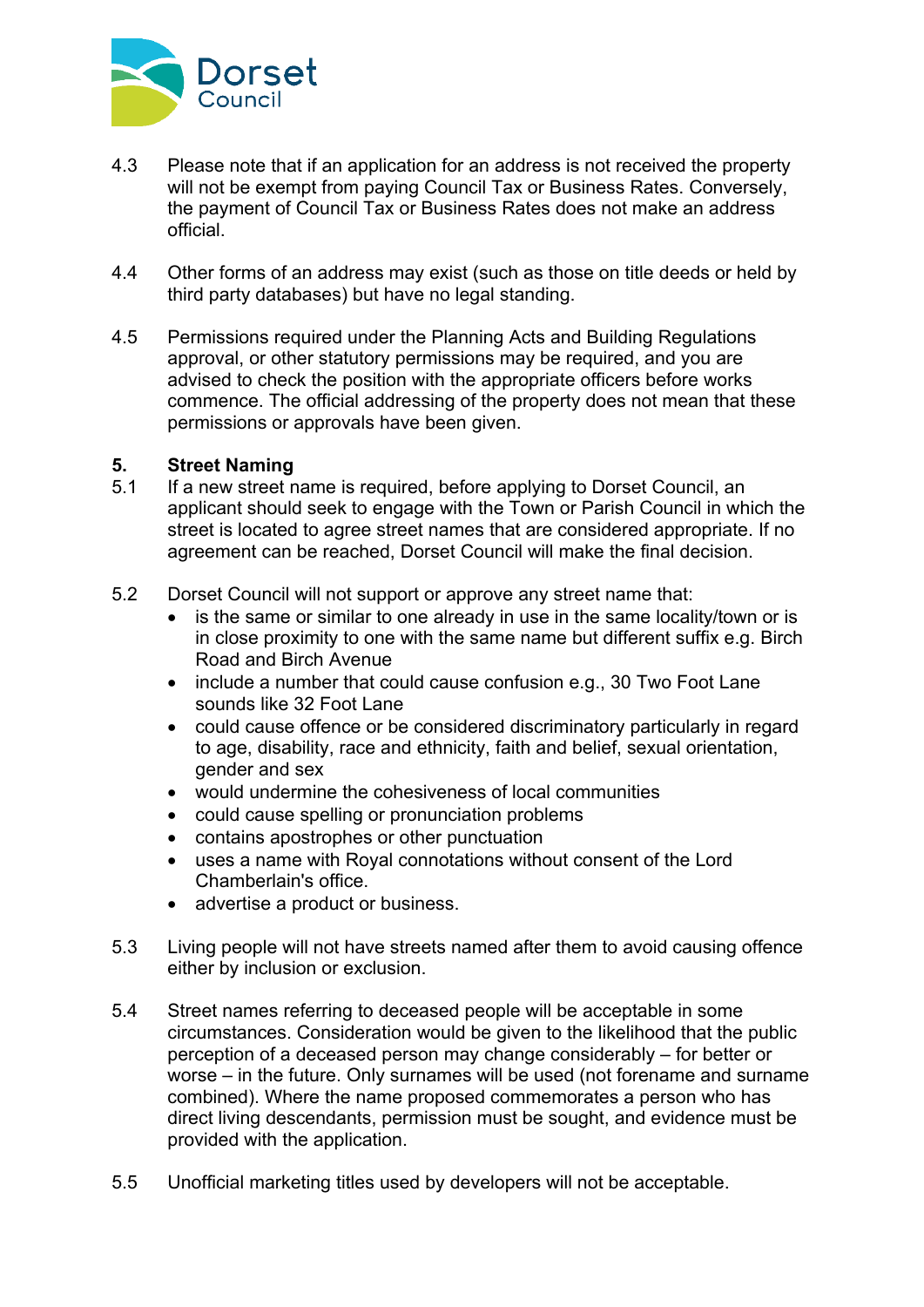4.3 Please note that if an application for an address is not received the property will not be exempt from paying Council Tax or Business Rates. Conversely, the payment of Council Tax or Business Rates does not make an address official.

4.4 Other forms of an address may exist (such as those on title deeds or held by third party databases) but have no legal standing.

4.5 Permissions required under the Planning Acts and Building Regulations approval, or other statutory permissions may be required, and you are advised to check the position with the appropriate officers before works commence. The official addressing of the property does not mean that these permissions or approvals have been given.

## 5. Street Naming

5.1 If a new street name is required, before applying to Dorset Council, an applicant should seek to engage with the Town or Parish Council in which the street is located to agree street names that are considered appropriate. If no agreement can be reached, Dorset Council will make the final decision.

5.2 Dorset Council will not support or approve any street name that:

- is the same or similar to one already in use in the same locality/town or is in close proximity to one with the same name but different suffix e.g. Birch Road and Birch Avenue
- include a number that could cause confusion e.g., 30 Two Foot Lane sounds like 32 Foot Lane
- could cause offence or be considered discriminatory particularly in regard to age, disability, race and ethnicity, faith and belief, sexual orientation, gender and sex
- would undermine the cohesiveness of local communities
- could cause spelling or pronunciation problems
- contains apostrophes or other punctuation
- uses a name with Royal connotations without consent of the Lord Chamberlain's office.
- advertise a product or business.

5.3 Living people will not have streets named after them to avoid causing offence either by inclusion or exclusion.

5.4 Street names referring to deceased people will be acceptable in some circumstances. Consideration would be given to the likelihood that the public perception of a deceased person may change considerably – for better or worse – in the future. Only surnames will be used (not forename and surname combined). Where the name proposed commemorates a person who has direct living descendants, permission must be sought, and evidence must be provided with the application.

5.5 Unofficial marketing titles used by developers will not be acceptable.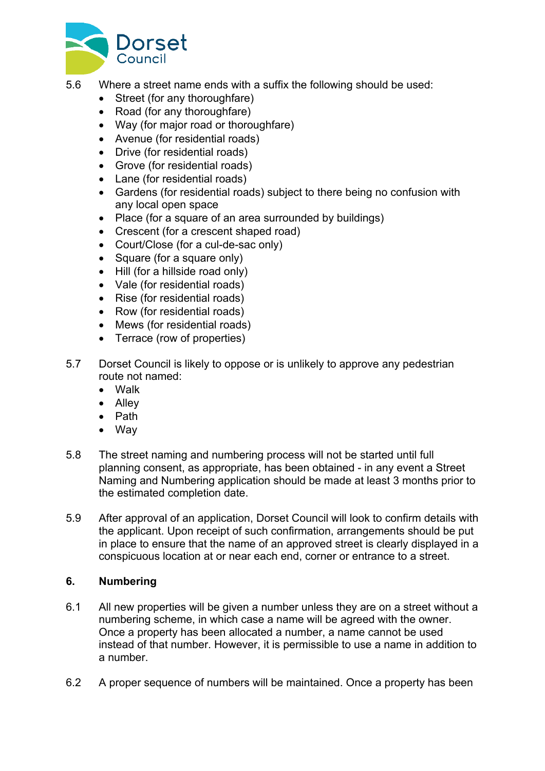5.6 Where a street name ends with a suffix the following should be used:

- Street (for any thoroughfare)
- Road (for any thoroughfare)
- Way (for major road or thoroughfare)
- Avenue (for residential roads)
- Drive (for residential roads)
- Grove (for residential roads)
- Lane (for residential roads)
- Gardens (for residential roads) subject to there being no confusion with any local open space
- Place (for a square of an area surrounded by buildings)
- Crescent (for a crescent shaped road)
- Court/Close (for a cul-de-sac only)
- Square (for a square only)
- Hill (for a hillside road only)
- Vale (for residential roads)
- Rise (for residential roads)
- Row (for residential roads)
- Mews (for residential roads)
- Terrace (row of properties)

5.7 Dorset Council is likely to oppose or is unlikely to approve any pedestrian route not named:

- Walk
- Alley
- Path
- Way

5.8 The street naming and numbering process will not be started until full planning consent, as appropriate, has been obtained - in any event a Street Naming and Numbering application should be made at least 3 months prior to the estimated completion date.

5.9 After approval of an application, Dorset Council will look to confirm details with the applicant. Upon receipt of such confirmation, arrangements should be put in place to ensure that the name of an approved street is clearly displayed in a conspicuous location at or near each end, corner or entrance to a street.

## 6. Numbering

6.1 All new properties will be given a number unless they are on a street without a numbering scheme, in which case a name will be agreed with the owner. Once a property has been allocated a number, a name cannot be used instead of that number. However, it is permissible to use a name in addition to a number.

6.2 A proper sequence of numbers will be maintained. Once a property has been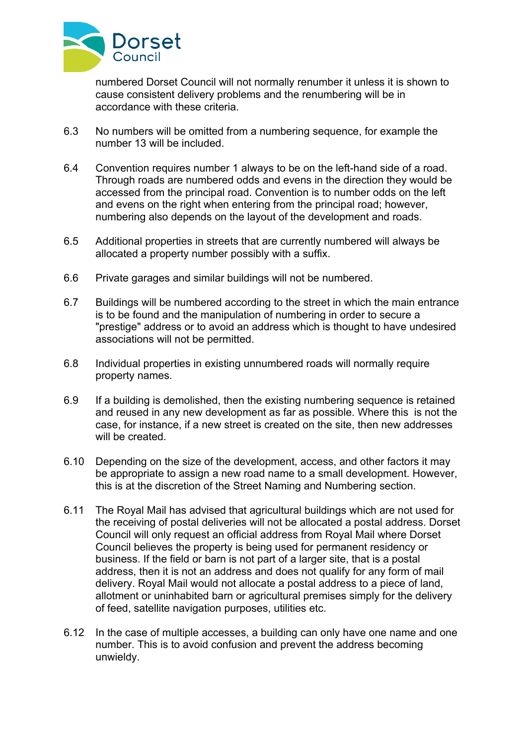numbered Dorset Council will not normally renumber it unless it is shown to cause consistent delivery problems and the renumbering will be in accordance with these criteria.

6.3 No numbers will be omitted from a numbering sequence, for example the number 13 will be included.

6.4 Convention requires number 1 always to be on the left-hand side of a road. Through roads are numbered odds and evens in the direction they would be accessed from the principal road. Convention is to number odds on the left and evens on the right when entering from the principal road; however, numbering also depends on the layout of the development and roads.

6.5 Additional properties in streets that are currently numbered will always be allocated a property number possibly with a suffix.

6.6 Private garages and similar buildings will not be numbered.

6.7 Buildings will be numbered according to the street in which the main entrance is to be found and the manipulation of numbering in order to secure a "prestige" address or to avoid an address which is thought to have undesired associations will not be permitted.

6.8 Individual properties in existing unnumbered roads will normally require property names.

6.9 If a building is demolished, then the existing numbering sequence is retained and reused in any new development as far as possible. Where this is not the case, for instance, if a new street is created on the site, then new addresses will be created.

6.10 Depending on the size of the development, access, and other factors it may be appropriate to assign a new road name to a small development. However, this is at the discretion of the Street Naming and Numbering section.

6.11 The Royal Mail has advised that agricultural buildings which are not used for the receiving of postal deliveries will not be allocated a postal address. Dorset Council will only request an official address from Royal Mail where Dorset Council believes the property is being used for permanent residency or business. If the field or barn is not part of a larger site, that is a postal address, then it is not an address and does not qualify for any form of mail delivery. Royal Mail would not allocate a postal address to a piece of land, allotment or uninhabited barn or agricultural premises simply for the delivery of feed, satellite navigation purposes, utilities etc.

6.12 In the case of multiple accesses, a building can only have one name and one number. This is to avoid confusion and prevent the address becoming unwieldy.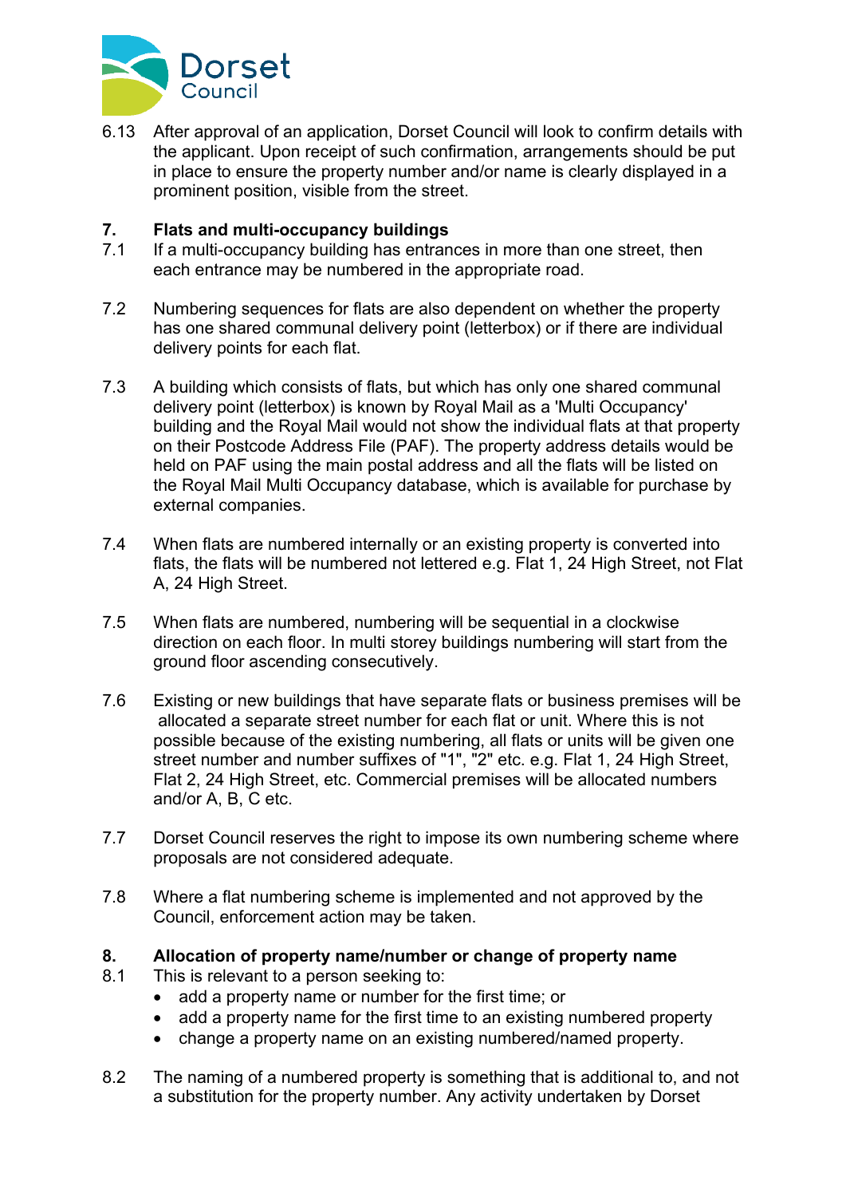6.13 After approval of an application, Dorset Council will look to confirm details with the applicant. Upon receipt of such confirmation, arrangements should be put in place to ensure the property number and/or name is clearly displayed in a prominent position, visible from the street.

## 7. Flats and multi-occupancy buildings

7.1 If a multi-occupancy building has entrances in more than one street, then each entrance may be numbered in the appropriate road.

7.2 Numbering sequences for flats are also dependent on whether the property has one shared communal delivery point (letterbox) or if there are individual delivery points for each flat.

7.3 A building which consists of flats, but which has only one shared communal delivery point (letterbox) is known by Royal Mail as a 'Multi Occupancy' building and the Royal Mail would not show the individual flats at that property on their Postcode Address File (PAF). The property address details would be held on PAF using the main postal address and all the flats will be listed on the Royal Mail Multi Occupancy database, which is available for purchase by external companies.

7.4 When flats are numbered internally or an existing property is converted into flats, the flats will be numbered not lettered e.g. Flat 1, 24 High Street, not Flat A, 24 High Street.

7.5 When flats are numbered, numbering will be sequential in a clockwise direction on each floor. In multi storey buildings numbering will start from the ground floor ascending consecutively.

7.6 Existing or new buildings that have separate flats or business premises will be allocated a separate street number for each flat or unit. Where this is not possible because of the existing numbering, all flats or units will be given one street number and number suffixes of "1", "2" etc. e.g. Flat 1, 24 High Street, Flat 2, 24 High Street, etc. Commercial premises will be allocated numbers and/or A, B, C etc.

7.7 Dorset Council reserves the right to impose its own numbering scheme where proposals are not considered adequate.

7.8 Where a flat numbering scheme is implemented and not approved by the Council, enforcement action may be taken.

## 8. Allocation of property name/number or change of property name

8.1 This is relevant to a person seeking to:

- add a property name or number for the first time; or
- add a property name for the first time to an existing numbered property
- change a property name on an existing numbered/named property.

8.2 The naming of a numbered property is something that is additional to, and not a substitution for the property number. Any activity undertaken by Dorset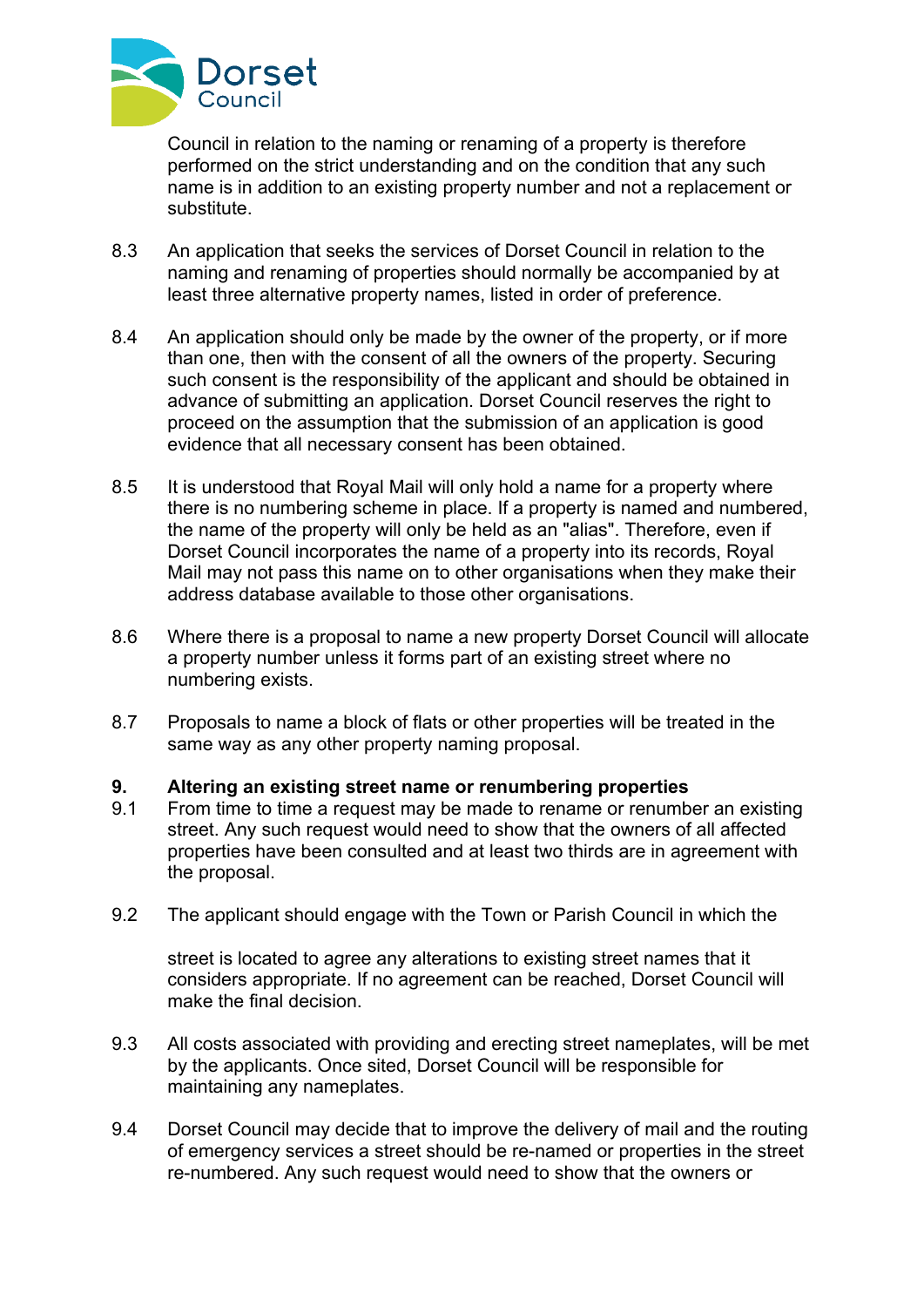Council in relation to the naming or renaming of a property is therefore performed on the strict understanding and on the condition that any such name is in addition to an existing property number and not a replacement or substitute.

8.3 An application that seeks the services of Dorset Council in relation to the naming and renaming of properties should normally be accompanied by at least three alternative property names, listed in order of preference.

8.4 An application should only be made by the owner of the property, or if more than one, then with the consent of all the owners of the property. Securing such consent is the responsibility of the applicant and should be obtained in advance of submitting an application. Dorset Council reserves the right to proceed on the assumption that the submission of an application is good evidence that all necessary consent has been obtained.

8.5 It is understood that Royal Mail will only hold a name for a property where there is no numbering scheme in place. If a property is named and numbered, the name of the property will only be held as an "alias". Therefore, even if Dorset Council incorporates the name of a property into its records, Royal Mail may not pass this name on to other organisations when they make their address database available to those other organisations.

8.6 Where there is a proposal to name a new property Dorset Council will allocate a property number unless it forms part of an existing street where no numbering exists.

8.7 Proposals to name a block of flats or other properties will be treated in the same way as any other property naming proposal.

## 9. Altering an existing street name or renumbering properties

9.1 From time to time a request may be made to rename or renumber an existing street. Any such request would need to show that the owners of all affected properties have been consulted and at least two thirds are in agreement with the proposal.

9.2 The applicant should engage with the Town or Parish Council in which the street is located to agree any alterations to existing street names that it considers appropriate. If no agreement can be reached, Dorset Council will make the final decision.

9.3 All costs associated with providing and erecting street nameplates, will be met by the applicants. Once sited, Dorset Council will be responsible for maintaining any nameplates.

9.4 Dorset Council may decide that to improve the delivery of mail and the routing of emergency services a street should be re-named or properties in the street re-numbered. Any such request would need to show that the owners or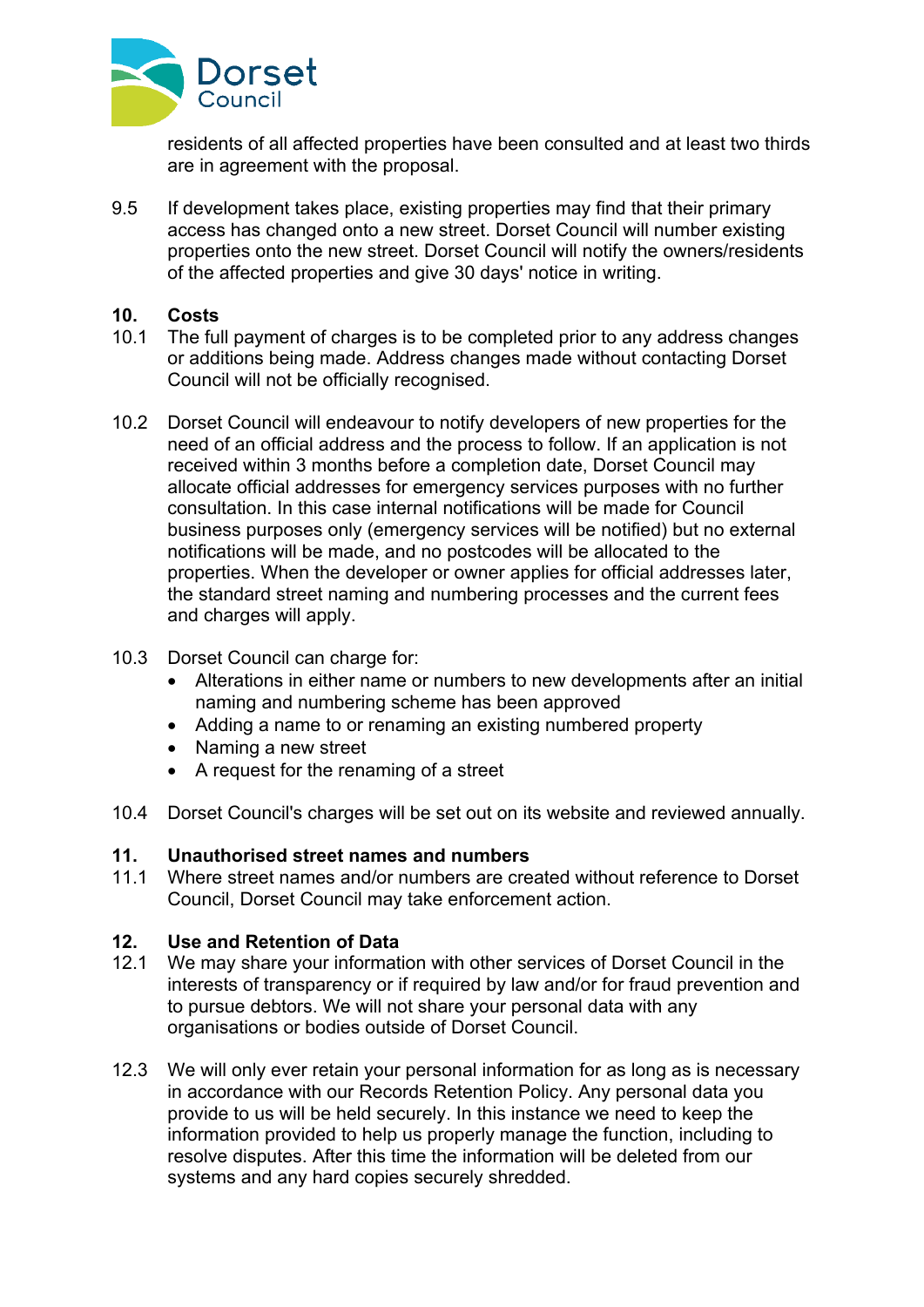residents of all affected properties have been consulted and at least two thirds are in agreement with the proposal.

9.5 If development takes place, existing properties may find that their primary access has changed onto a new street. Dorset Council will number existing properties onto the new street. Dorset Council will notify the owners/residents of the affected properties and give 30 days' notice in writing.

## 10. Costs

10.1 The full payment of charges is to be completed prior to any address changes or additions being made. Address changes made without contacting Dorset Council will not be officially recognised.

10.2 Dorset Council will endeavour to notify developers of new properties for the need of an official address and the process to follow. If an application is not received within 3 months before a completion date, Dorset Council may allocate official addresses for emergency services purposes with no further consultation. In this case internal notifications will be made for Council business purposes only (emergency services will be notified) but no external notifications will be made, and no postcodes will be allocated to the properties. When the developer or owner applies for official addresses later, the standard street naming and numbering processes and the current fees and charges will apply.

10.3 Dorset Council can charge for:

- Alterations in either name or numbers to new developments after an initial naming and numbering scheme has been approved
- Adding a name to or renaming an existing numbered property
- Naming a new street
- A request for the renaming of a street

10.4 Dorset Council's charges will be set out on its website and reviewed annually.

## 11. Unauthorised street names and numbers

11.1 Where street names and/or numbers are created without reference to Dorset Council, Dorset Council may take enforcement action.

## 12. Use and Retention of Data

12.1 We may share your information with other services of Dorset Council in the interests of transparency or if required by law and/or for fraud prevention and to pursue debtors. We will not share your personal data with any organisations or bodies outside of Dorset Council.

12.3 We will only ever retain your personal information for as long as is necessary in accordance with our Records Retention Policy. Any personal data you provide to us will be held securely. In this instance we need to keep the information provided to help us properly manage the function, including to resolve disputes. After this time the information will be deleted from our systems and any hard copies securely shredded.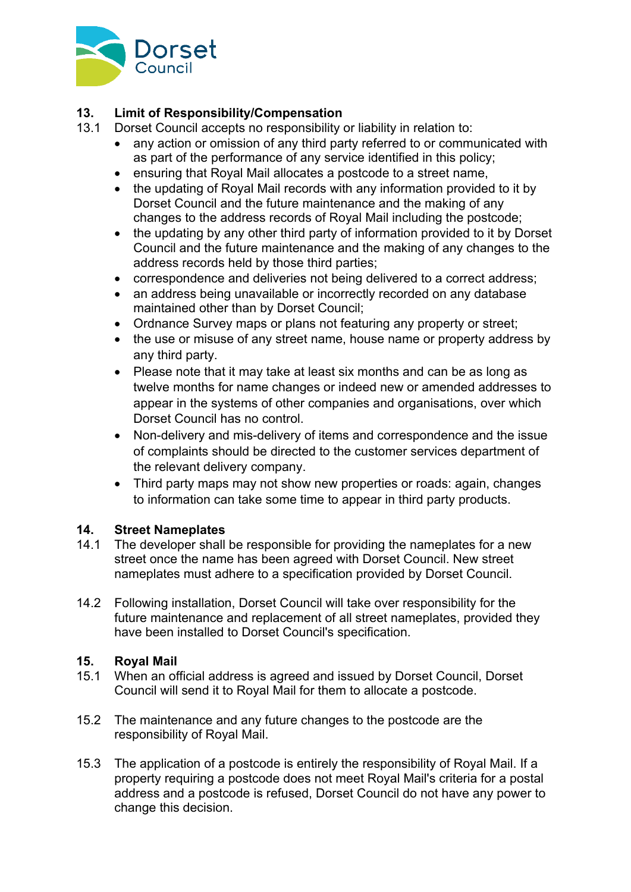## 13. Limit of Responsibility/Compensation

13.1 Dorset Council accepts no responsibility or liability in relation to:

- any action or omission of any third party referred to or communicated with as part of the performance of any service identified in this policy;
- ensuring that Royal Mail allocates a postcode to a street name,
- the updating of Royal Mail records with any information provided to it by Dorset Council and the future maintenance and the making of any changes to the address records of Royal Mail including the postcode;
- the updating by any other third party of information provided to it by Dorset Council and the future maintenance and the making of any changes to the address records held by those third parties;
- correspondence and deliveries not being delivered to a correct address;
- an address being unavailable or incorrectly recorded on any database maintained other than by Dorset Council;
- Ordnance Survey maps or plans not featuring any property or street;
- the use or misuse of any street name, house name or property address by any third party.
- Please note that it may take at least six months and can be as long as twelve months for name changes or indeed new or amended addresses to appear in the systems of other companies and organisations, over which Dorset Council has no control.
- Non-delivery and mis-delivery of items and correspondence and the issue of complaints should be directed to the customer services department of the relevant delivery company.
- Third party maps may not show new properties or roads: again, changes to information can take some time to appear in third party products.

## 14. Street Nameplates

14.1 The developer shall be responsible for providing the nameplates for a new street once the name has been agreed with Dorset Council. New street nameplates must adhere to a specification provided by Dorset Council.

14.2 Following installation, Dorset Council will take over responsibility for the future maintenance and replacement of all street nameplates, provided they have been installed to Dorset Council's specification.

## 15. Royal Mail

15.1 When an official address is agreed and issued by Dorset Council, Dorset Council will send it to Royal Mail for them to allocate a postcode.

15.2 The maintenance and any future changes to the postcode are the responsibility of Royal Mail.

15.3 The application of a postcode is entirely the responsibility of Royal Mail. If a property requiring a postcode does not meet Royal Mail's criteria for a postal address and a postcode is refused, Dorset Council do not have any power to change this decision.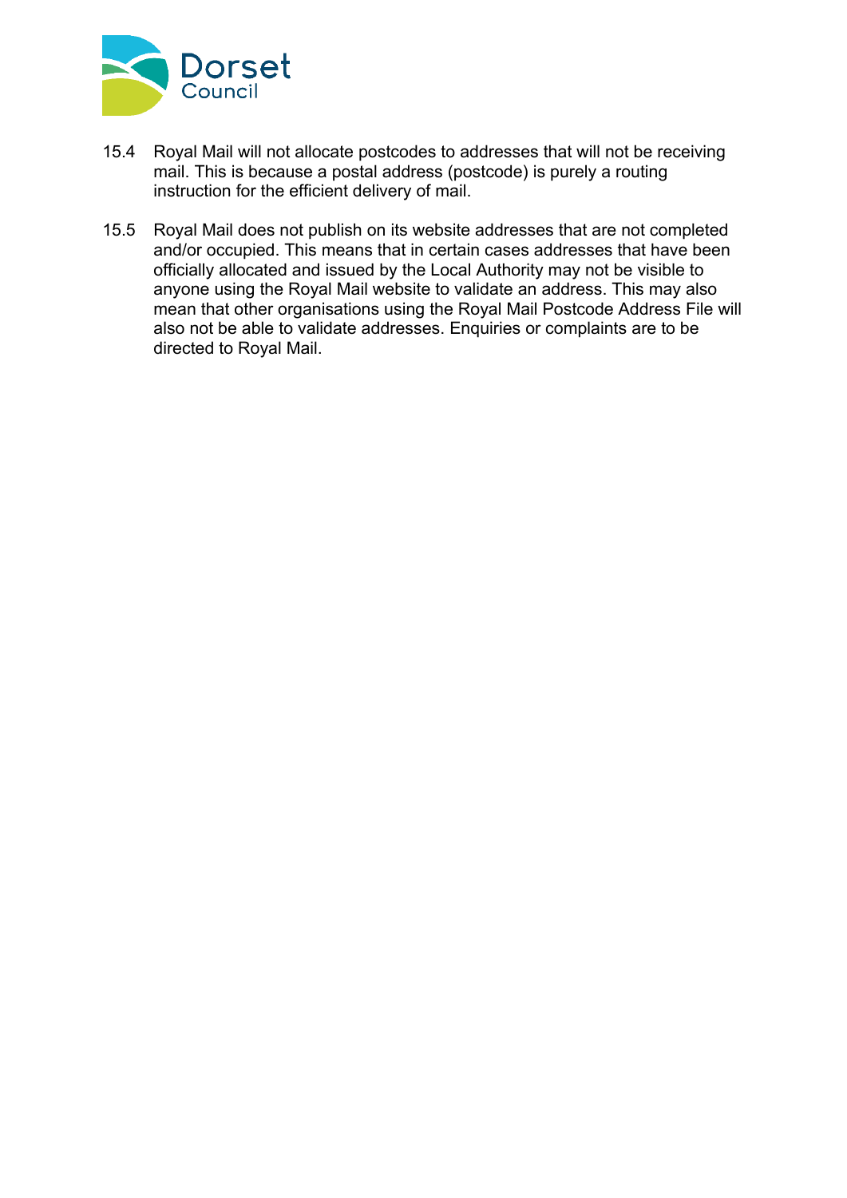15.4 Royal Mail will not allocate postcodes to addresses that will not be receiving mail. This is because a postal address (postcode) is purely a routing instruction for the efficient delivery of mail.

15.5 Royal Mail does not publish on its website addresses that are not completed and/or occupied. This means that in certain cases addresses that have been officially allocated and issued by the Local Authority may not be visible to anyone using the Royal Mail website to validate an address. This may also mean that other organisations using the Royal Mail Postcode Address File will also not be able to validate addresses. Enquiries or complaints are to be directed to Royal Mail.